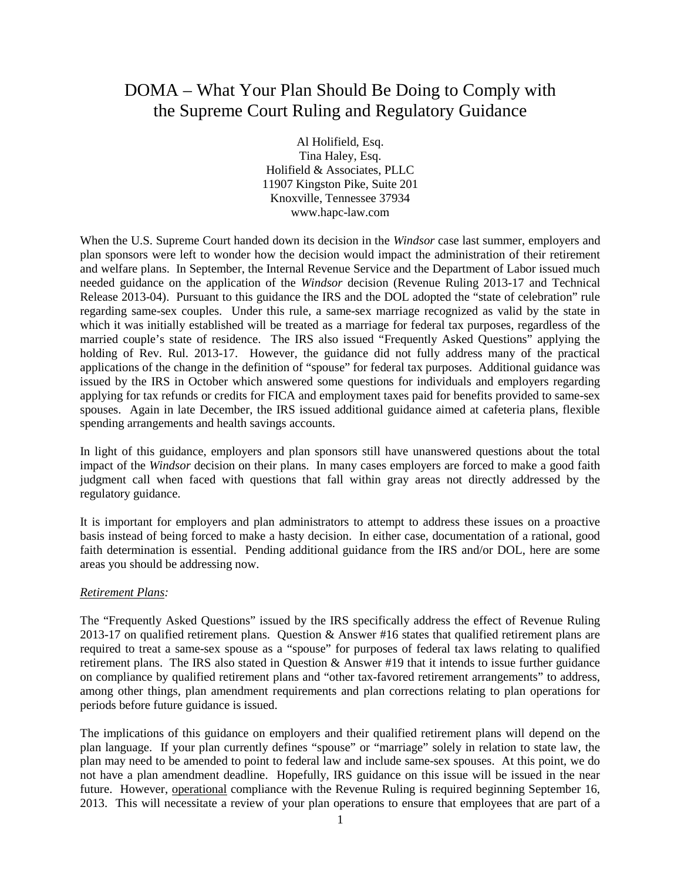# DOMA – What Your Plan Should Be Doing to Comply with the Supreme Court Ruling and Regulatory Guidance

Al Holifield, Esq.
Tina Haley, Esq.
Holifield & Associates, PLLC
11907 Kingston Pike, Suite 201
Knoxville, Tennessee 37934
www.hapc-law.com

When the U.S. Supreme Court handed down its decision in the *Windsor* case last summer, employers and plan sponsors were left to wonder how the decision would impact the administration of their retirement and welfare plans. In September, the Internal Revenue Service and the Department of Labor issued much needed guidance on the application of the *Windsor* decision (Revenue Ruling 2013-17 and Technical Release 2013-04). Pursuant to this guidance the IRS and the DOL adopted the "state of celebration" rule regarding same-sex couples. Under this rule, a same-sex marriage recognized as valid by the state in which it was initially established will be treated as a marriage for federal tax purposes, regardless of the married couple's state of residence. The IRS also issued "Frequently Asked Questions" applying the holding of Rev. Rul. 2013-17. However, the guidance did not fully address many of the practical applications of the change in the definition of "spouse" for federal tax purposes. Additional guidance was issued by the IRS in October which answered some questions for individuals and employers regarding applying for tax refunds or credits for FICA and employment taxes paid for benefits provided to same-sex spouses. Again in late December, the IRS issued additional guidance aimed at cafeteria plans, flexible spending arrangements and health savings accounts.

In light of this guidance, employers and plan sponsors still have unanswered questions about the total impact of the *Windsor* decision on their plans. In many cases employers are forced to make a good faith judgment call when faced with questions that fall within gray areas not directly addressed by the regulatory guidance.

It is important for employers and plan administrators to attempt to address these issues on a proactive basis instead of being forced to make a hasty decision. In either case, documentation of a rational, good faith determination is essential. Pending additional guidance from the IRS and/or DOL, here are some areas you should be addressing now.

*Retirement Plans:*

The "Frequently Asked Questions" issued by the IRS specifically address the effect of Revenue Ruling 2013-17 on qualified retirement plans. Question & Answer #16 states that qualified retirement plans are required to treat a same-sex spouse as a "spouse" for purposes of federal tax laws relating to qualified retirement plans. The IRS also stated in Question & Answer #19 that it intends to issue further guidance on compliance by qualified retirement plans and "other tax-favored retirement arrangements" to address, among other things, plan amendment requirements and plan corrections relating to plan operations for periods before future guidance is issued.

The implications of this guidance on employers and their qualified retirement plans will depend on the plan language. If your plan currently defines "spouse" or "marriage" solely in relation to state law, the plan may need to be amended to point to federal law and include same-sex spouses. At this point, we do not have a plan amendment deadline. Hopefully, IRS guidance on this issue will be issued in the near future. However, <u>operational</u> compliance with the Revenue Ruling is required beginning September 16, 2013. This will necessitate a review of your plan operations to ensure that employees that are part of a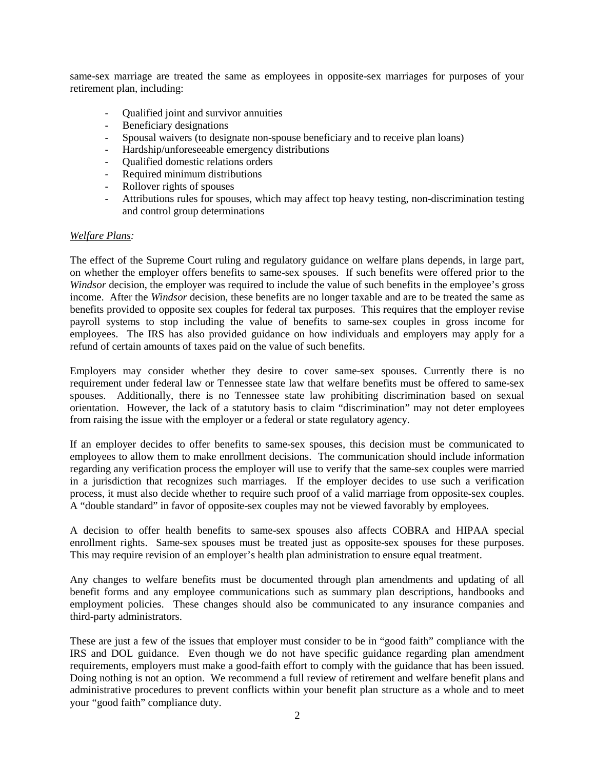same-sex marriage are treated the same as employees in opposite-sex marriages for purposes of your retirement plan, including:

- Qualified joint and survivor annuities
- Beneficiary designations
- Spousal waivers (to designate non-spouse beneficiary and to receive plan loans)
- Hardship/unforeseeable emergency distributions
- Qualified domestic relations orders
- Required minimum distributions
- Rollover rights of spouses
- Attributions rules for spouses, which may affect top heavy testing, non-discrimination testing and control group determinations

*Welfare Plans:*

The effect of the Supreme Court ruling and regulatory guidance on welfare plans depends, in large part, on whether the employer offers benefits to same-sex spouses. If such benefits were offered prior to the *Windsor* decision, the employer was required to include the value of such benefits in the employee's gross income. After the *Windsor* decision, these benefits are no longer taxable and are to be treated the same as benefits provided to opposite sex couples for federal tax purposes. This requires that the employer revise payroll systems to stop including the value of benefits to same-sex couples in gross income for employees. The IRS has also provided guidance on how individuals and employers may apply for a refund of certain amounts of taxes paid on the value of such benefits.

Employers may consider whether they desire to cover same-sex spouses. Currently there is no requirement under federal law or Tennessee state law that welfare benefits must be offered to same-sex spouses. Additionally, there is no Tennessee state law prohibiting discrimination based on sexual orientation. However, the lack of a statutory basis to claim "discrimination" may not deter employees from raising the issue with the employer or a federal or state regulatory agency.

If an employer decides to offer benefits to same-sex spouses, this decision must be communicated to employees to allow them to make enrollment decisions. The communication should include information regarding any verification process the employer will use to verify that the same-sex couples were married in a jurisdiction that recognizes such marriages. If the employer decides to use such a verification process, it must also decide whether to require such proof of a valid marriage from opposite-sex couples. A "double standard" in favor of opposite-sex couples may not be viewed favorably by employees.

A decision to offer health benefits to same-sex spouses also affects COBRA and HIPAA special enrollment rights. Same-sex spouses must be treated just as opposite-sex spouses for these purposes. This may require revision of an employer's health plan administration to ensure equal treatment.

Any changes to welfare benefits must be documented through plan amendments and updating of all benefit forms and any employee communications such as summary plan descriptions, handbooks and employment policies. These changes should also be communicated to any insurance companies and third-party administrators.

These are just a few of the issues that employer must consider to be in "good faith" compliance with the IRS and DOL guidance. Even though we do not have specific guidance regarding plan amendment requirements, employers must make a good-faith effort to comply with the guidance that has been issued. Doing nothing is not an option. We recommend a full review of retirement and welfare benefit plans and administrative procedures to prevent conflicts within your benefit plan structure as a whole and to meet your "good faith" compliance duty.